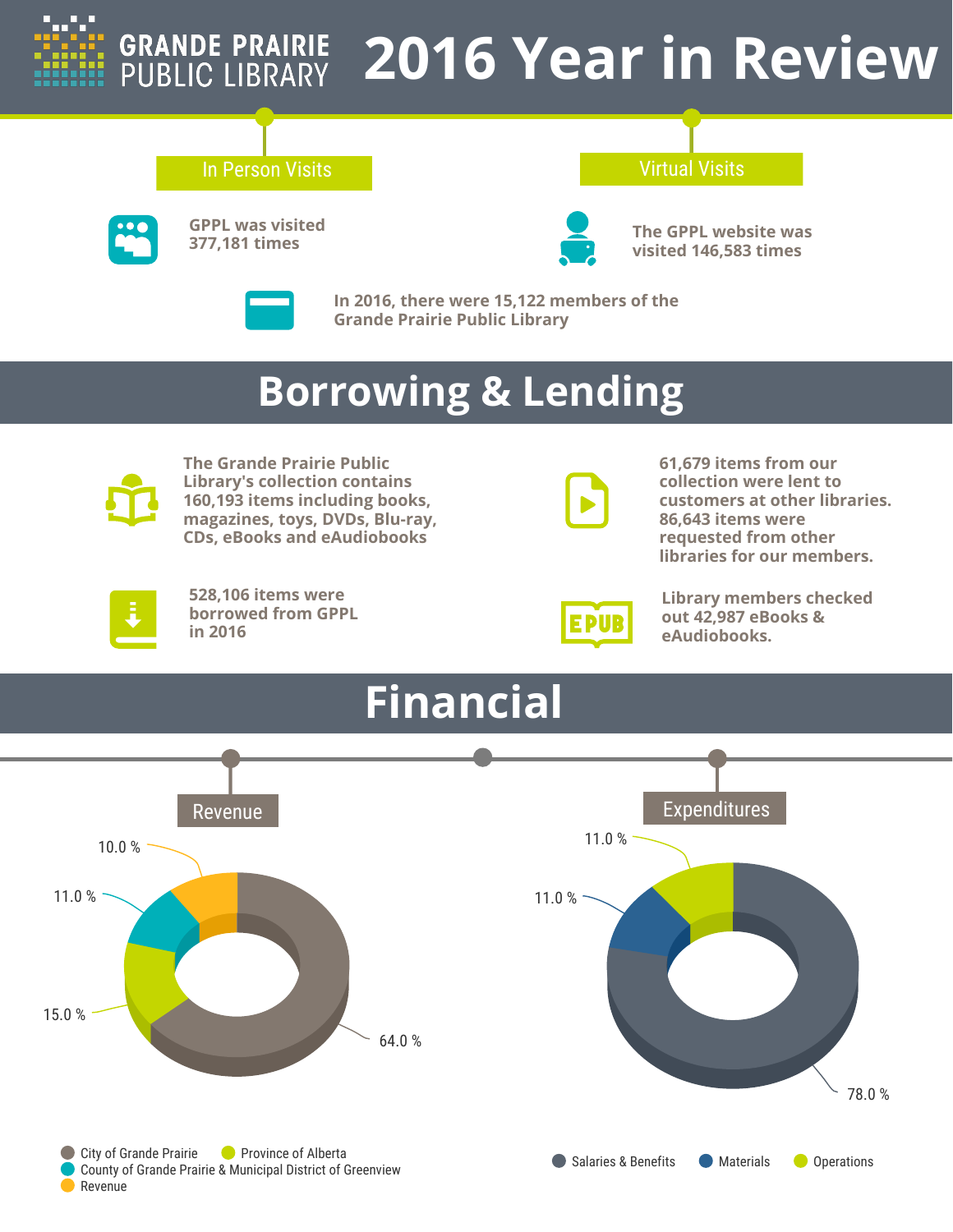GRANDE PRAIRIE PUBLIC LIBRARY

# 2016 Year in Review

## In Person Visits

GPPL was visited 377,181 times

## Virtual Visits

The GPPL website was visited 146,583 times

In 2016, there were 15,122 members of the Grande Prairie Public Library

# Borrowing & Lending

The Grande Prairie Public Library's collection contains 160,193 items including books, magazines, toys, DVDs, Blu-ray, CDs, eBooks and eAudiobooks

61,679 items from our collection were lent to customers at other libraries. 86,643 items were requested from other libraries for our members.

528,106 items were borrowed from GPPL in 2016

Library members checked out 42,987 eBooks & eAudiobooks.

# Financial

## Revenue

| Source | Percentage |
|---|---|
| City of Grande Prairie | 64.0 % |
| Province of Alberta | 15.0 % |
| County of Grande Prairie & Municipal District of Greenview | 11.0 % |
| Revenue | 10.0 % |

## Expenditures

| Category | Percentage |
|---|---|
| Salaries & Benefits | 78.0 % |
| Materials | 11.0 % |
| Operations | 11.0 % |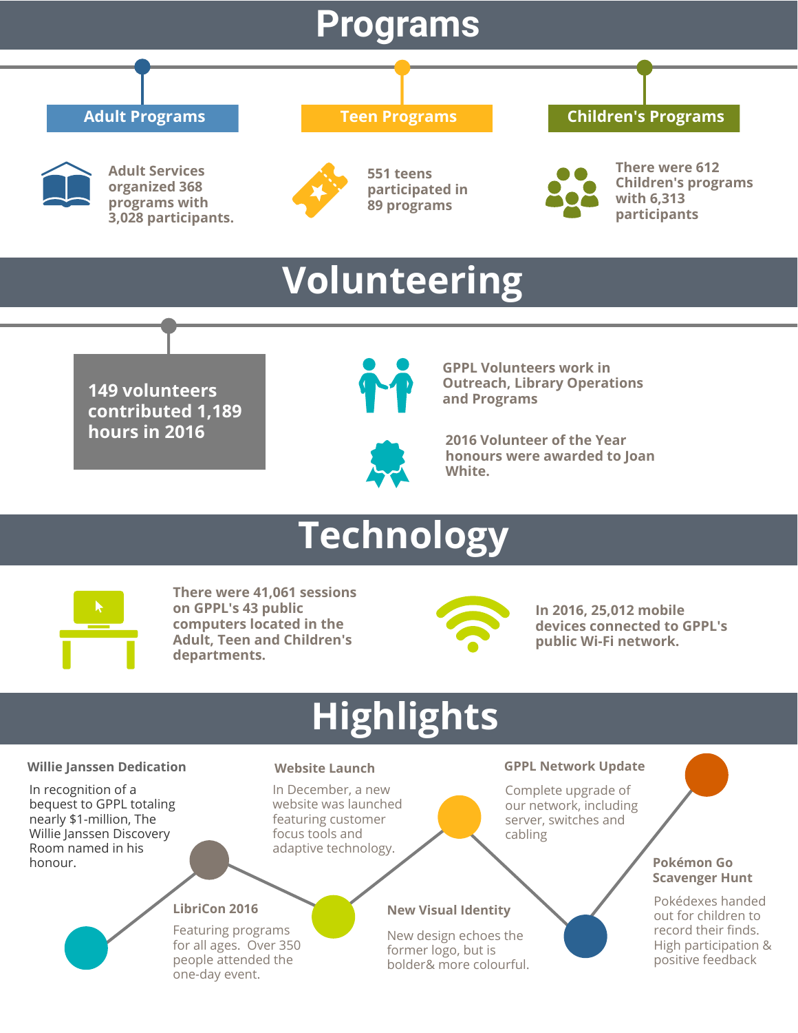# Programs

### Adult Programs

Adult Services organized 368 programs with 3,028 participants.

### Teen Programs

551 teens participated in 89 programs

### Children's Programs

There were 612 Children's programs with 6,313 participants

# Volunteering

149 volunteers contributed 1,189 hours in 2016

GPPL Volunteers work in Outreach, Library Operations and Programs

2016 Volunteer of the Year honours were awarded to Joan White.

# Technology

There were 41,061 sessions on GPPL's 43 public computers located in the Adult, Teen and Children's departments.

In 2016, 25,012 mobile devices connected to GPPL's public Wi-Fi network.

# Highlights

**Willie Janssen Dedication**

In recognition of a bequest to GPPL totaling nearly $1-million, The Willie Janssen Discovery Room named in his honour.

**LibriCon 2016**

Featuring programs for all ages. Over 350 people attended the one-day event.

**Website Launch**

In December, a new website was launched featuring customer focus tools and adaptive technology.

**New Visual Identity**

New design echoes the former logo, but is bolder& more colourful.

**GPPL Network Update**

Complete upgrade of our network, including server, switches and cabling

**Pokémon Go Scavenger Hunt**

Pokédexes handed out for children to record their finds. High participation & positive feedback